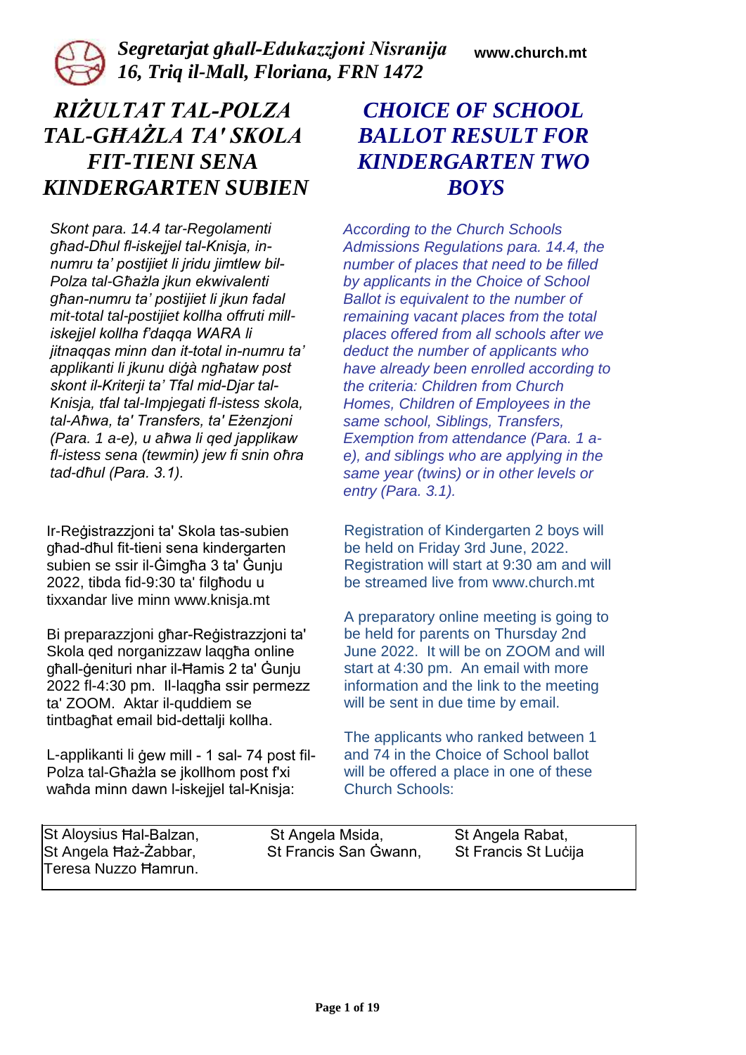*Segretarjat għall-Edukazzjoni Nisranija*
*16, Triq il-Mall, Floriana, FRN 1472*

www.church.mt

# *RIŻULTAT TAL-POLZA TAL-GĦAŻLA TA' SKOLA FIT-TIENI SENA KINDERGARTEN SUBIEN*

*Skont para. 14.4 tar-Regolamenti għad-Dħul fl-iskejjel tal-Knisja, in-numru ta' postijiet li jridu jimtlew bil-Polza tal-Għażla jkun ekwivalenti għan-numru ta' postijiet li jkun fadal mit-total tal-postijiet kollha offruti mill-iskejjel kollha f'daqqa WARA li jitnaqqas minn dan it-total in-numru ta' applikanti li jkunu diġà ngħataw post skont il-Kriterji ta' Tfal mid-Djar tal-Knisja, tfal tal-Impjegati fl-istess skola, tal-Aħwa, ta' Transfers, ta' Eżenzjoni (Para. 1 a-e), u aħwa li qed japplikaw fl-istess sena (tewmin) jew fi snin oħra tad-dħul (Para. 3.1).*

Ir-Reġistrazzjoni ta' Skola tas-subien għad-dħul fit-tieni sena kindergarten subien se ssir il-Ġimgħa 3 ta' Ġunju 2022, tibda fid-9:30 ta' filgħodu u tixxandar live minn www.knisja.mt

Bi preparazzjoni għar-Reġistrazzjoni ta' Skola qed norganizzaw laqgħa online għall-ġenituri nhar il-Ħamis 2 ta' Ġunju 2022 fl-4:30 pm. Il-laqgħa ssir permezz ta' ZOOM. Aktar il-quddiem se tintbagħat email bid-dettalji kollha.

L-applikanti li ġew mill - 1 sal- 74 post fil-Polza tal-Għażla se jkollhom post f'xi waħda minn dawn l-iskejjel tal-Knisja:

# *CHOICE OF SCHOOL BALLOT RESULT FOR KINDERGARTEN TWO BOYS*

*According to the Church Schools Admissions Regulations para. 14.4, the number of places that need to be filled by applicants in the Choice of School Ballot is equivalent to the number of remaining vacant places from the total places offered from all schools after we deduct the number of applicants who have already been enrolled according to the criteria: Children from Church Homes, Children of Employees in the same school, Siblings, Transfers, Exemption from attendance (Para. 1 a-e), and siblings who are applying in the same year (twins) or in other levels or entry (Para. 3.1).*

Registration of Kindergarten 2 boys will be held on Friday 3rd June, 2022. Registration will start at 9:30 am and will be streamed live from www.church.mt

A preparatory online meeting is going to be held for parents on Thursday 2nd June 2022. It will be on ZOOM and will start at 4:30 pm. An email with more information and the link to the meeting will be sent in due time by email.

The applicants who ranked between 1 and 74 in the Choice of School ballot will be offered a place in one of these Church Schools:

| | | |
|---|---|---|
| St Aloysius Ħal-Balzan, | St Angela Msida, | St Angela Rabat, |
| St Angela Ħaż-Żabbar, | St Francis San Ġwann, | St Francis St Luċija |
| Teresa Nuzzo Ħamrun. | | |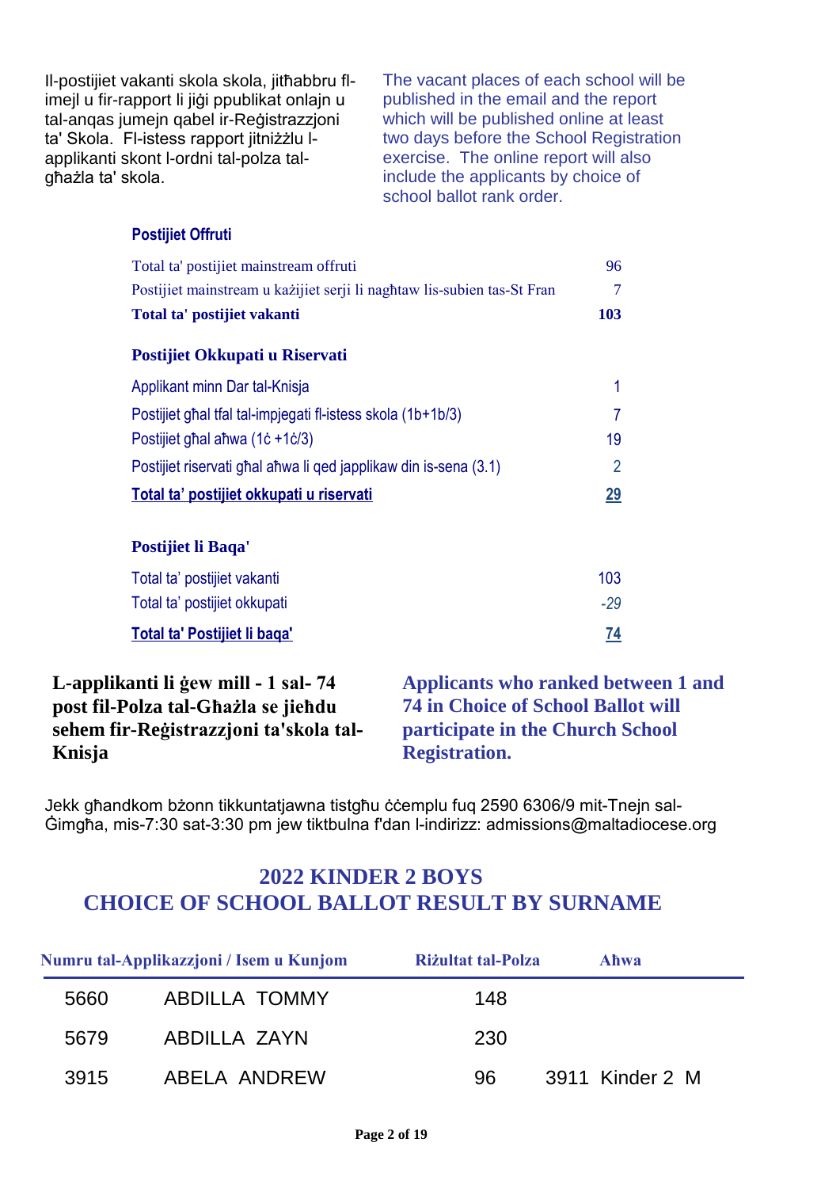Il-postijiet vakanti skola skola, jitħabbru fl-imejl u fir-rapport li jiġi ppublikat onlajn u tal-anqas jumejn qabel ir-Reġistrazzjoni ta' Skola. Fl-istess rapport jitniżżlu l-applikanti skont l-ordni tal-polza tal-għażla ta' skola.

The vacant places of each school will be published in the email and the report which will be published online at least two days before the School Registration exercise. The online report will also include the applicants by choice of school ballot rank order.

**Postijiet Offruti**

| | |
|---|---|
| Total ta' postijiet mainstream offruti | 96 |
| Postijiet mainstream u każijiet serji li nagħtaw lis-subien tas-St Fran | 7 |
| **Total ta' postijiet vakanti** | **103** |

**Postijiet Okkupati u Riservati**

| | |
|---|---|
| Applikant minn Dar tal-Knisja | 1 |
| Postijiet għal tfal tal-impjegati fl-istess skola (1b+1b/3) | 7 |
| Postijiet għal aħwa (1ċ +1ċ/3) | 19 |
| Postijiet riservati għal aħwa li qed japplikaw din is-sena (3.1) | 2 |
| **Total ta' postijiet okkupati u riservati** | **29** |

**Postijiet li Baqa'**

| | |
|---|---|
| Total ta' postijiet vakanti | 103 |
| Total ta' postijiet okkupati | *-29* |
| **Total ta' Postijiet li baqa'** | **74** |

**L-applikanti li ġew mill - 1 sal- 74 post fil-Polza tal-Għażla se jieħdu sehem fir-Reġistrazzjoni ta'skola tal-Knisja**

**Applicants who ranked between 1 and 74 in Choice of School Ballot will participate in the Church School Registration.**

Jekk għandkom bżonn tikkuntatjawna tistgħu ċċemplu fuq 2590 6306/9 mit-Tnejn sal-Ġimgħa, mis-7:30 sat-3:30 pm jew tiktbulna f'dan l-indirizz: admissions@maltadiocese.org

## 2022 KINDER 2 BOYS
## CHOICE OF SCHOOL BALLOT RESULT BY SURNAME

| Numru tal-Applikazzjoni / Isem u Kunjom | | Riżultat tal-Polza | Aħwa |
|---|---|---|---|
| 5660 | ABDILLA TOMMY | 148 | |
| 5679 | ABDILLA ZAYN | 230 | |
| 3915 | ABELA ANDREW | 96 | 3911 Kinder 2 M |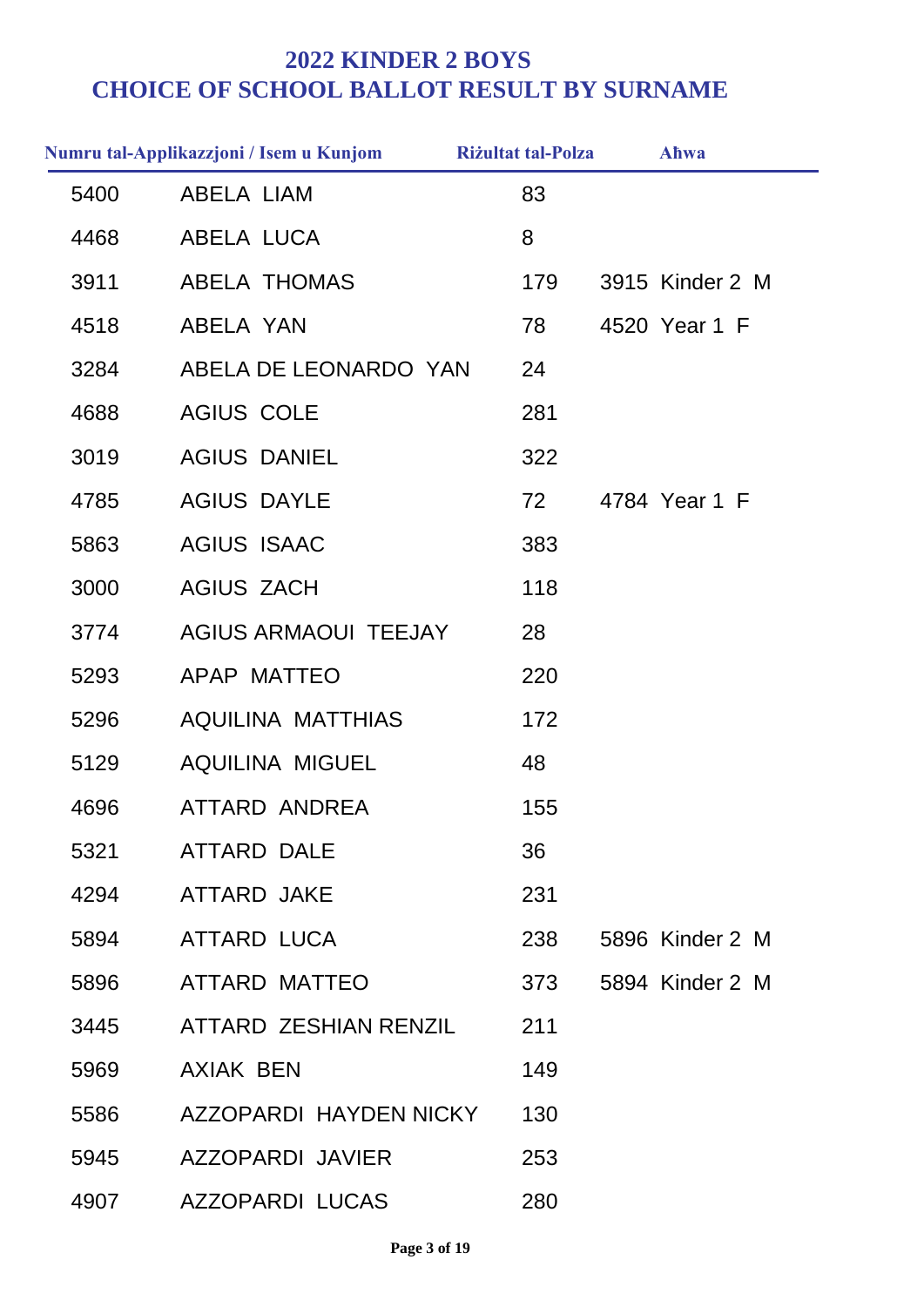# 2022 KINDER 2 BOYS
# CHOICE OF SCHOOL BALLOT RESULT BY SURNAME

| Numru tal-Applikazzjoni / Isem u Kunjom | | Riżultat tal-Polza | Aħwa |
|---|---|---|---|
| 5400 | ABELA LIAM | 83 | |
| 4468 | ABELA LUCA | 8 | |
| 3911 | ABELA THOMAS | 179 | 3915 Kinder 2 M |
| 4518 | ABELA YAN | 78 | 4520 Year 1 F |
| 3284 | ABELA DE LEONARDO YAN | 24 | |
| 4688 | AGIUS COLE | 281 | |
| 3019 | AGIUS DANIEL | 322 | |
| 4785 | AGIUS DAYLE | 72 | 4784 Year 1 F |
| 5863 | AGIUS ISAAC | 383 | |
| 3000 | AGIUS ZACH | 118 | |
| 3774 | AGIUS ARMAOUI TEEJAY | 28 | |
| 5293 | APAP MATTEO | 220 | |
| 5296 | AQUILINA MATTHIAS | 172 | |
| 5129 | AQUILINA MIGUEL | 48 | |
| 4696 | ATTARD ANDREA | 155 | |
| 5321 | ATTARD DALE | 36 | |
| 4294 | ATTARD JAKE | 231 | |
| 5894 | ATTARD LUCA | 238 | 5896 Kinder 2 M |
| 5896 | ATTARD MATTEO | 373 | 5894 Kinder 2 M |
| 3445 | ATTARD ZESHIAN RENZIL | 211 | |
| 5969 | AXIAK BEN | 149 | |
| 5586 | AZZOPARDI HAYDEN NICKY | 130 | |
| 5945 | AZZOPARDI JAVIER | 253 | |
| 4907 | AZZOPARDI LUCAS | 280 | |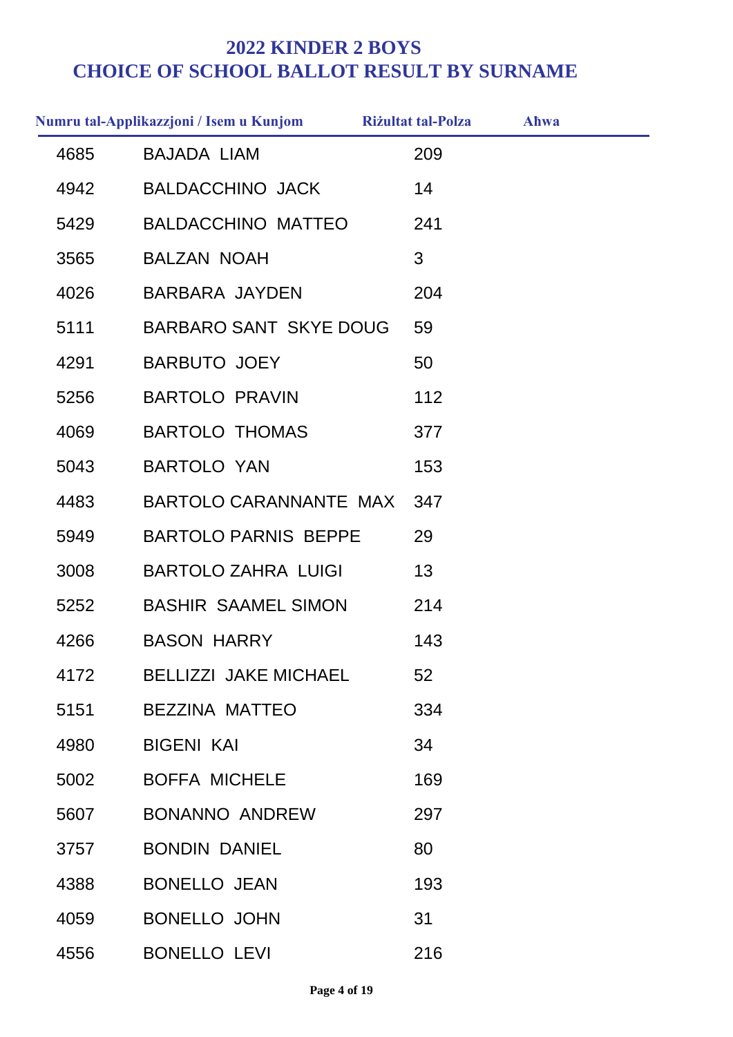# 2022 KINDER 2 BOYS
# CHOICE OF SCHOOL BALLOT RESULT BY SURNAME

| Numru tal-Applikazzjoni / Isem u Kunjom | | Riżultat tal-Polza | Aħwa |
|---|---|---|---|
| 4685 | BAJADA LIAM | 209 | |
| 4942 | BALDACCHINO JACK | 14 | |
| 5429 | BALDACCHINO MATTEO | 241 | |
| 3565 | BALZAN NOAH | 3 | |
| 4026 | BARBARA JAYDEN | 204 | |
| 5111 | BARBARO SANT SKYE DOUG | 59 | |
| 4291 | BARBUTO JOEY | 50 | |
| 5256 | BARTOLO PRAVIN | 112 | |
| 4069 | BARTOLO THOMAS | 377 | |
| 5043 | BARTOLO YAN | 153 | |
| 4483 | BARTOLO CARANNANTE MAX | 347 | |
| 5949 | BARTOLO PARNIS BEPPE | 29 | |
| 3008 | BARTOLO ZAHRA LUIGI | 13 | |
| 5252 | BASHIR SAAMEL SIMON | 214 | |
| 4266 | BASON HARRY | 143 | |
| 4172 | BELLIZZI JAKE MICHAEL | 52 | |
| 5151 | BEZZINA MATTEO | 334 | |
| 4980 | BIGENI KAI | 34 | |
| 5002 | BOFFA MICHELE | 169 | |
| 5607 | BONANNO ANDREW | 297 | |
| 3757 | BONDIN DANIEL | 80 | |
| 4388 | BONELLO JEAN | 193 | |
| 4059 | BONELLO JOHN | 31 | |
| 4556 | BONELLO LEVI | 216 | |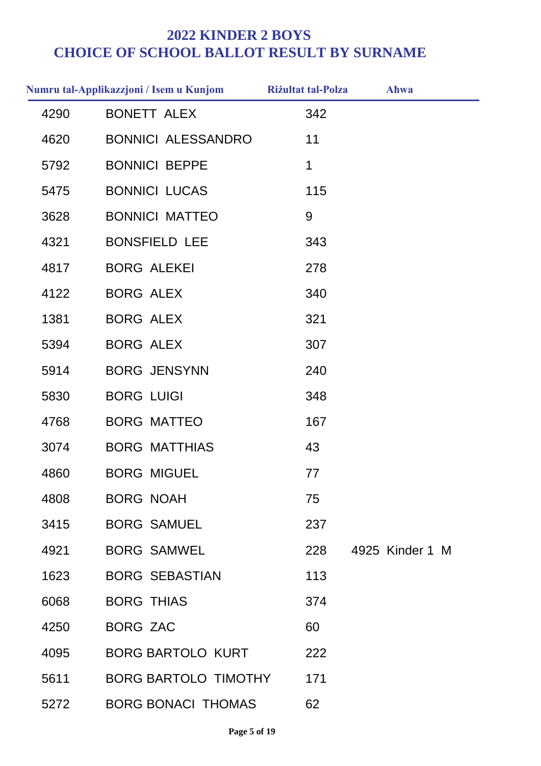## 2022 KINDER 2 BOYS
## CHOICE OF SCHOOL BALLOT RESULT BY SURNAME

| Numru tal-Applikazzjoni / Isem u Kunjom | | Riżultat tal-Polza | Aħwa |
|---|---|---|---|
| 4290 | BONETT ALEX | 342 | |
| 4620 | BONNICI ALESSANDRO | 11 | |
| 5792 | BONNICI BEPPE | 1 | |
| 5475 | BONNICI LUCAS | 115 | |
| 3628 | BONNICI MATTEO | 9 | |
| 4321 | BONSFIELD LEE | 343 | |
| 4817 | BORG ALEKEI | 278 | |
| 4122 | BORG ALEX | 340 | |
| 1381 | BORG ALEX | 321 | |
| 5394 | BORG ALEX | 307 | |
| 5914 | BORG JENSYNN | 240 | |
| 5830 | BORG LUIGI | 348 | |
| 4768 | BORG MATTEO | 167 | |
| 3074 | BORG MATTHIAS | 43 | |
| 4860 | BORG MIGUEL | 77 | |
| 4808 | BORG NOAH | 75 | |
| 3415 | BORG SAMUEL | 237 | |
| 4921 | BORG SAMWEL | 228 | 4925 Kinder 1 M |
| 1623 | BORG SEBASTIAN | 113 | |
| 6068 | BORG THIAS | 374 | |
| 4250 | BORG ZAC | 60 | |
| 4095 | BORG BARTOLO KURT | 222 | |
| 5611 | BORG BARTOLO TIMOTHY | 171 | |
| 5272 | BORG BONACI THOMAS | 62 | |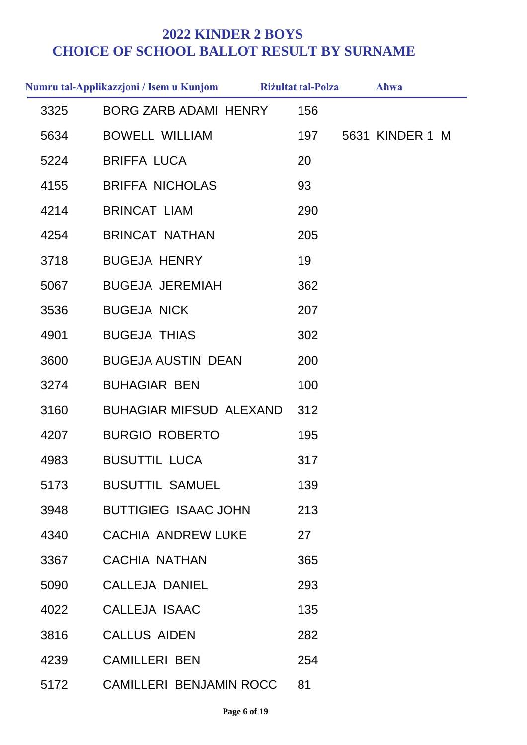# 2022 KINDER 2 BOYS
# CHOICE OF SCHOOL BALLOT RESULT BY SURNAME

| Numru tal-Applikazzjoni / Isem u Kunjom | | Riżultat tal-Polza | Aħwa |
|---|---|---|---|
| 3325 | BORG ZARB ADAMI HENRY | 156 | |
| 5634 | BOWELL WILLIAM | 197 | 5631 KINDER 1 M |
| 5224 | BRIFFA LUCA | 20 | |
| 4155 | BRIFFA NICHOLAS | 93 | |
| 4214 | BRINCAT LIAM | 290 | |
| 4254 | BRINCAT NATHAN | 205 | |
| 3718 | BUGEJA HENRY | 19 | |
| 5067 | BUGEJA JEREMIAH | 362 | |
| 3536 | BUGEJA NICK | 207 | |
| 4901 | BUGEJA THIAS | 302 | |
| 3600 | BUGEJA AUSTIN DEAN | 200 | |
| 3274 | BUHAGIAR BEN | 100 | |
| 3160 | BUHAGIAR MIFSUD ALEXAND | 312 | |
| 4207 | BURGIO ROBERTO | 195 | |
| 4983 | BUSUTTIL LUCA | 317 | |
| 5173 | BUSUTTIL SAMUEL | 139 | |
| 3948 | BUTTIGIEG ISAAC JOHN | 213 | |
| 4340 | CACHIA ANDREW LUKE | 27 | |
| 3367 | CACHIA NATHAN | 365 | |
| 5090 | CALLEJA DANIEL | 293 | |
| 4022 | CALLEJA ISAAC | 135 | |
| 3816 | CALLUS AIDEN | 282 | |
| 4239 | CAMILLERI BEN | 254 | |
| 5172 | CAMILLERI BENJAMIN ROCC | 81 | |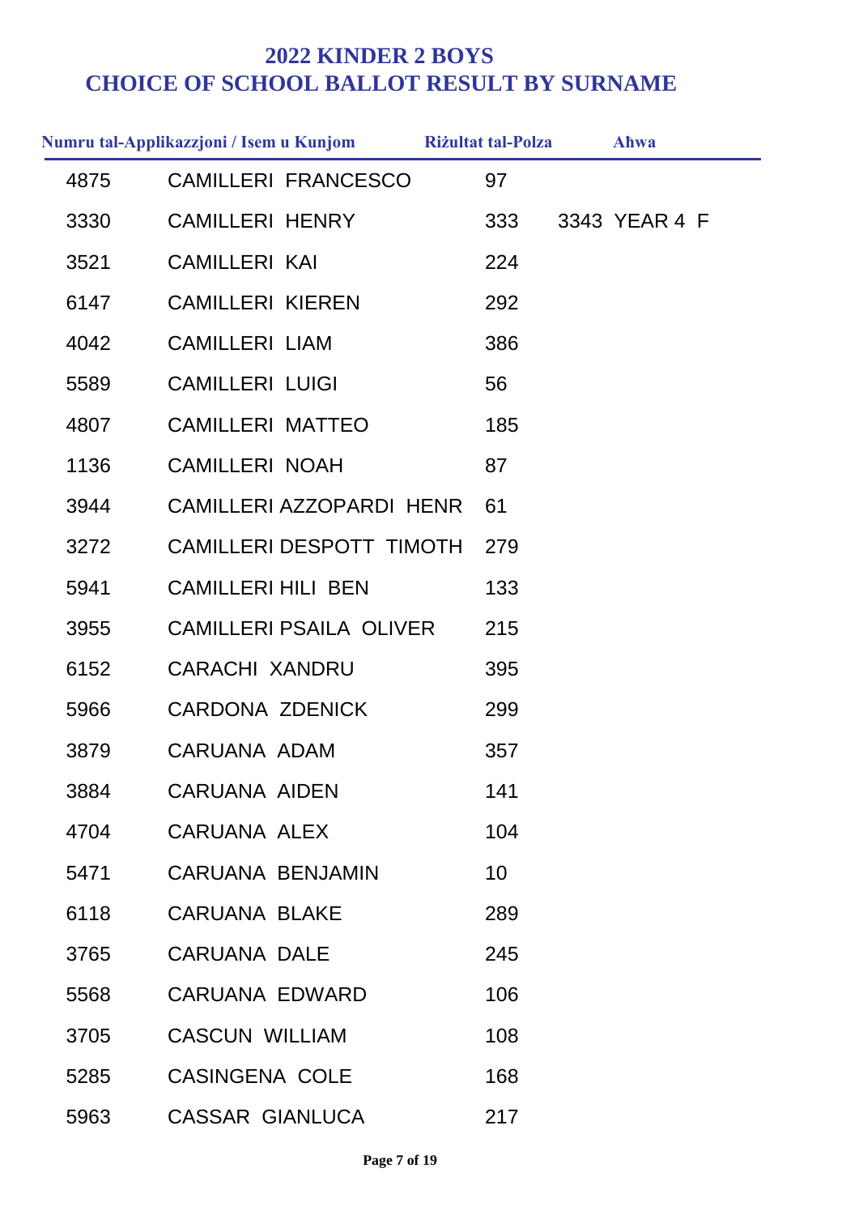# 2022 KINDER 2 BOYS
# CHOICE OF SCHOOL BALLOT RESULT BY SURNAME

| Numru tal-Applikazzjoni / Isem u Kunjom | | Riżultat tal-Polza | Aħwa |
|---|---|---|---|
| 4875 | CAMILLERI FRANCESCO | 97 | |
| 3330 | CAMILLERI HENRY | 333 | 3343 YEAR 4 F |
| 3521 | CAMILLERI KAI | 224 | |
| 6147 | CAMILLERI KIEREN | 292 | |
| 4042 | CAMILLERI LIAM | 386 | |
| 5589 | CAMILLERI LUIGI | 56 | |
| 4807 | CAMILLERI MATTEO | 185 | |
| 1136 | CAMILLERI NOAH | 87 | |
| 3944 | CAMILLERI AZZOPARDI HENR | 61 | |
| 3272 | CAMILLERI DESPOTT TIMOTH | 279 | |
| 5941 | CAMILLERI HILI BEN | 133 | |
| 3955 | CAMILLERI PSAILA OLIVER | 215 | |
| 6152 | CARACHI XANDRU | 395 | |
| 5966 | CARDONA ZDENICK | 299 | |
| 3879 | CARUANA ADAM | 357 | |
| 3884 | CARUANA AIDEN | 141 | |
| 4704 | CARUANA ALEX | 104 | |
| 5471 | CARUANA BENJAMIN | 10 | |
| 6118 | CARUANA BLAKE | 289 | |
| 3765 | CARUANA DALE | 245 | |
| 5568 | CARUANA EDWARD | 106 | |
| 3705 | CASCUN WILLIAM | 108 | |
| 5285 | CASINGENA COLE | 168 | |
| 5963 | CASSAR GIANLUCA | 217 | |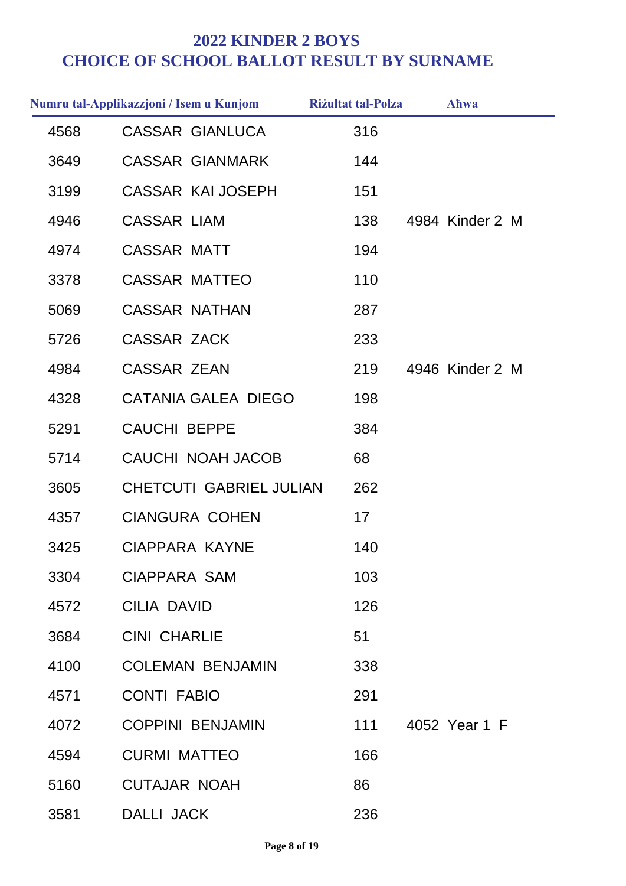# 2022 KINDER 2 BOYS
## CHOICE OF SCHOOL BALLOT RESULT BY SURNAME

| Numru tal-Applikazzjoni / Isem u Kunjom | | Riżultat tal-Polza | Aħwa |
|---|---|---|---|
| 4568 | CASSAR GIANLUCA | 316 | |
| 3649 | CASSAR GIANMARK | 144 | |
| 3199 | CASSAR KAI JOSEPH | 151 | |
| 4946 | CASSAR LIAM | 138 | 4984 Kinder 2 M |
| 4974 | CASSAR MATT | 194 | |
| 3378 | CASSAR MATTEO | 110 | |
| 5069 | CASSAR NATHAN | 287 | |
| 5726 | CASSAR ZACK | 233 | |
| 4984 | CASSAR ZEAN | 219 | 4946 Kinder 2 M |
| 4328 | CATANIA GALEA DIEGO | 198 | |
| 5291 | CAUCHI BEPPE | 384 | |
| 5714 | CAUCHI NOAH JACOB | 68 | |
| 3605 | CHETCUTI GABRIEL JULIAN | 262 | |
| 4357 | CIANGURA COHEN | 17 | |
| 3425 | CIAPPARA KAYNE | 140 | |
| 3304 | CIAPPARA SAM | 103 | |
| 4572 | CILIA DAVID | 126 | |
| 3684 | CINI CHARLIE | 51 | |
| 4100 | COLEMAN BENJAMIN | 338 | |
| 4571 | CONTI FABIO | 291 | |
| 4072 | COPPINI BENJAMIN | 111 | 4052 Year 1 F |
| 4594 | CURMI MATTEO | 166 | |
| 5160 | CUTAJAR NOAH | 86 | |
| 3581 | DALLI JACK | 236 | |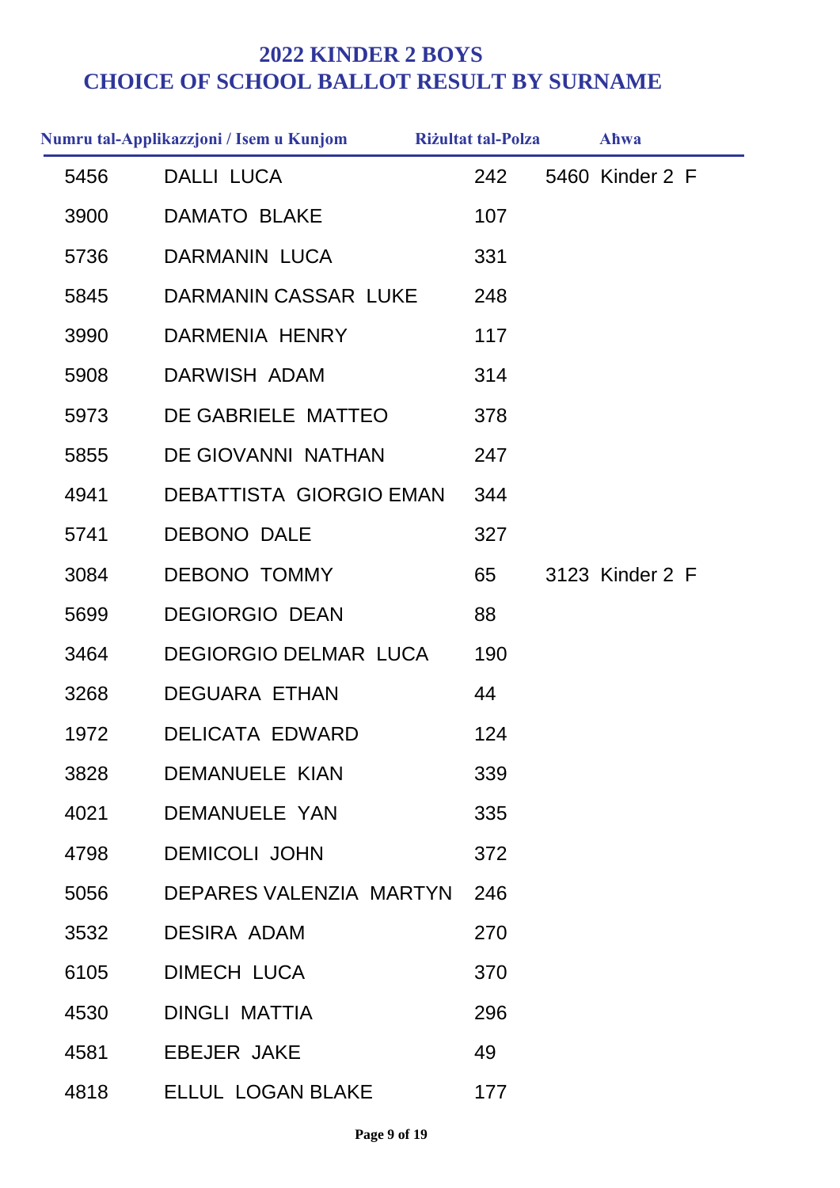## 2022 KINDER 2 BOYS
## CHOICE OF SCHOOL BALLOT RESULT BY SURNAME

| Numru tal-Applikazzjoni / Isem u Kunjom | | Riżultat tal-Polza | Aħwa |
|---|---|---|---|
| 5456 | DALLI LUCA | 242 | 5460 Kinder 2 F |
| 3900 | DAMATO BLAKE | 107 | |
| 5736 | DARMANIN LUCA | 331 | |
| 5845 | DARMANIN CASSAR LUKE | 248 | |
| 3990 | DARMENIA HENRY | 117 | |
| 5908 | DARWISH ADAM | 314 | |
| 5973 | DE GABRIELE MATTEO | 378 | |
| 5855 | DE GIOVANNI NATHAN | 247 | |
| 4941 | DEBATTISTA GIORGIO EMAN | 344 | |
| 5741 | DEBONO DALE | 327 | |
| 3084 | DEBONO TOMMY | 65 | 3123 Kinder 2 F |
| 5699 | DEGIORGIO DEAN | 88 | |
| 3464 | DEGIORGIO DELMAR LUCA | 190 | |
| 3268 | DEGUARA ETHAN | 44 | |
| 1972 | DELICATA EDWARD | 124 | |
| 3828 | DEMANUELE KIAN | 339 | |
| 4021 | DEMANUELE YAN | 335 | |
| 4798 | DEMICOLI JOHN | 372 | |
| 5056 | DEPARES VALENZIA MARTYN | 246 | |
| 3532 | DESIRA ADAM | 270 | |
| 6105 | DIMECH LUCA | 370 | |
| 4530 | DINGLI MATTIA | 296 | |
| 4581 | EBEJER JAKE | 49 | |
| 4818 | ELLUL LOGAN BLAKE | 177 | |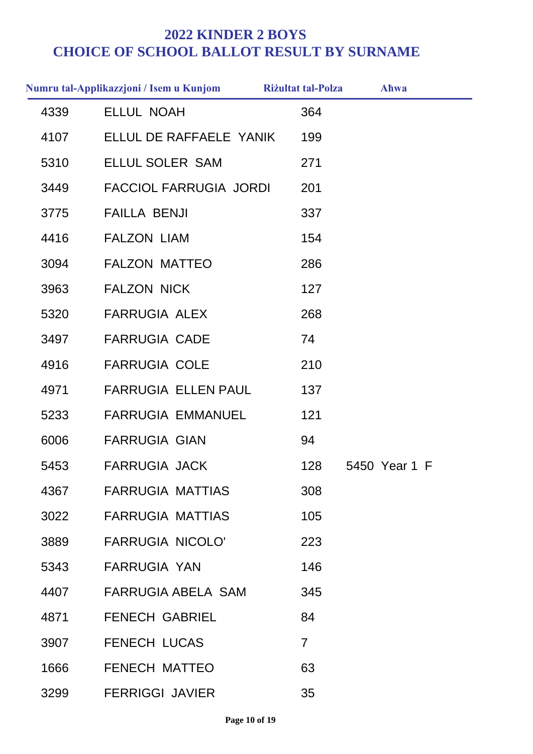# 2022 KINDER 2 BOYS
# CHOICE OF SCHOOL BALLOT RESULT BY SURNAME

| Numru tal-Applikazzjoni / Isem u Kunjom | | Riżultat tal-Polza | Aħwa |
|---|---|---|---|
| 4339 | ELLUL NOAH | 364 | |
| 4107 | ELLUL DE RAFFAELE YANIK | 199 | |
| 5310 | ELLUL SOLER SAM | 271 | |
| 3449 | FACCIOL FARRUGIA JORDI | 201 | |
| 3775 | FAILLA BENJI | 337 | |
| 4416 | FALZON LIAM | 154 | |
| 3094 | FALZON MATTEO | 286 | |
| 3963 | FALZON NICK | 127 | |
| 5320 | FARRUGIA ALEX | 268 | |
| 3497 | FARRUGIA CADE | 74 | |
| 4916 | FARRUGIA COLE | 210 | |
| 4971 | FARRUGIA ELLEN PAUL | 137 | |
| 5233 | FARRUGIA EMMANUEL | 121 | |
| 6006 | FARRUGIA GIAN | 94 | |
| 5453 | FARRUGIA JACK | 128 | 5450 Year 1 F |
| 4367 | FARRUGIA MATTIAS | 308 | |
| 3022 | FARRUGIA MATTIAS | 105 | |
| 3889 | FARRUGIA NICOLO' | 223 | |
| 5343 | FARRUGIA YAN | 146 | |
| 4407 | FARRUGIA ABELA SAM | 345 | |
| 4871 | FENECH GABRIEL | 84 | |
| 3907 | FENECH LUCAS | 7 | |
| 1666 | FENECH MATTEO | 63 | |
| 3299 | FERRIGGI JAVIER | 35 | |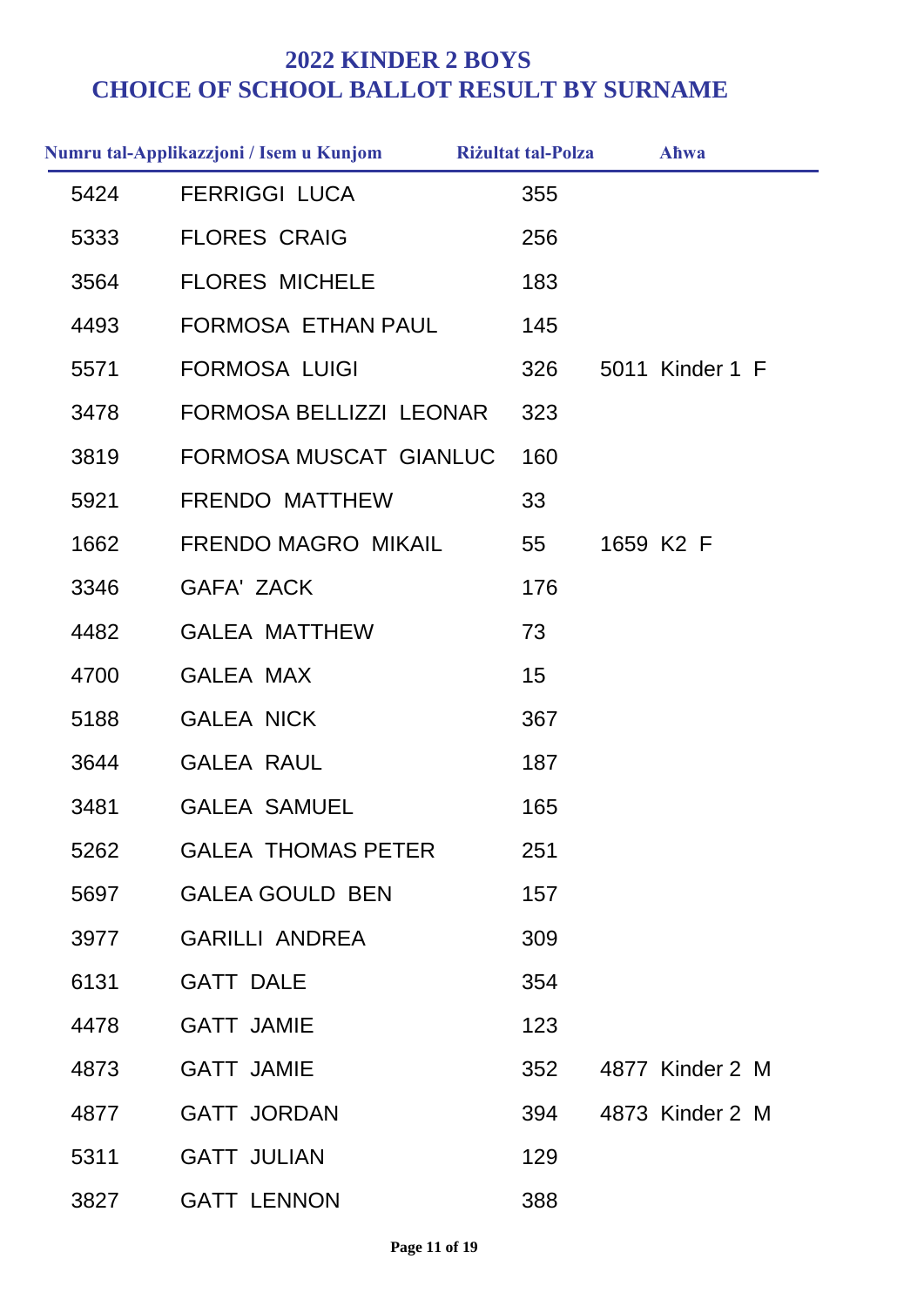# 2022 KINDER 2 BOYS
# CHOICE OF SCHOOL BALLOT RESULT BY SURNAME

| Numru tal-Applikazzjoni / Isem u Kunjom | | Riżultat tal-Polza | Aħwa |
|---|---|---|---|
| 5424 | FERRIGGI LUCA | 355 | |
| 5333 | FLORES CRAIG | 256 | |
| 3564 | FLORES MICHELE | 183 | |
| 4493 | FORMOSA ETHAN PAUL | 145 | |
| 5571 | FORMOSA LUIGI | 326 | 5011 Kinder 1 F |
| 3478 | FORMOSA BELLIZZI LEONAR | 323 | |
| 3819 | FORMOSA MUSCAT GIANLUC | 160 | |
| 5921 | FRENDO MATTHEW | 33 | |
| 1662 | FRENDO MAGRO MIKAIL | 55 | 1659 K2 F |
| 3346 | GAFA' ZACK | 176 | |
| 4482 | GALEA MATTHEW | 73 | |
| 4700 | GALEA MAX | 15 | |
| 5188 | GALEA NICK | 367 | |
| 3644 | GALEA RAUL | 187 | |
| 3481 | GALEA SAMUEL | 165 | |
| 5262 | GALEA THOMAS PETER | 251 | |
| 5697 | GALEA GOULD BEN | 157 | |
| 3977 | GARILLI ANDREA | 309 | |
| 6131 | GATT DALE | 354 | |
| 4478 | GATT JAMIE | 123 | |
| 4873 | GATT JAMIE | 352 | 4877 Kinder 2 M |
| 4877 | GATT JORDAN | 394 | 4873 Kinder 2 M |
| 5311 | GATT JULIAN | 129 | |
| 3827 | GATT LENNON | 388 | |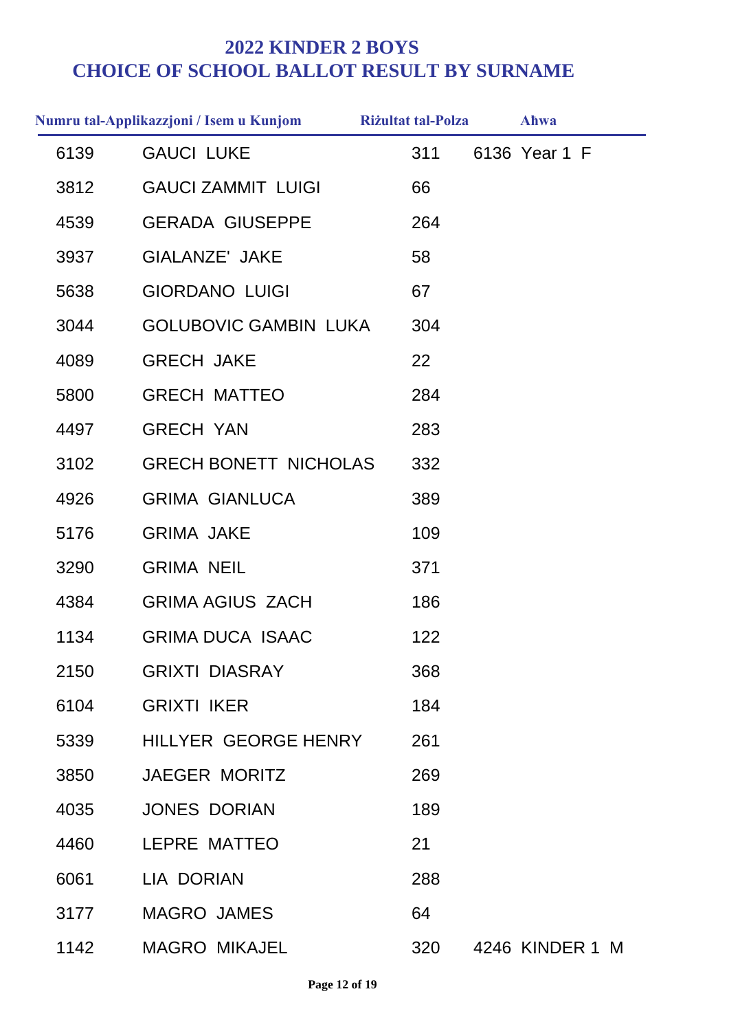# 2022 KINDER 2 BOYS
# CHOICE OF SCHOOL BALLOT RESULT BY SURNAME

| Numru tal-Applikazzjoni / Isem u Kunjom | | Riżultat tal-Polza | Aħwa |
|---|---|---|---|
| 6139 | GAUCI LUKE | 311 | 6136 Year 1 F |
| 3812 | GAUCI ZAMMIT LUIGI | 66 | |
| 4539 | GERADA GIUSEPPE | 264 | |
| 3937 | GIALANZE' JAKE | 58 | |
| 5638 | GIORDANO LUIGI | 67 | |
| 3044 | GOLUBOVIC GAMBIN LUKA | 304 | |
| 4089 | GRECH JAKE | 22 | |
| 5800 | GRECH MATTEO | 284 | |
| 4497 | GRECH YAN | 283 | |
| 3102 | GRECH BONETT NICHOLAS | 332 | |
| 4926 | GRIMA GIANLUCA | 389 | |
| 5176 | GRIMA JAKE | 109 | |
| 3290 | GRIMA NEIL | 371 | |
| 4384 | GRIMA AGIUS ZACH | 186 | |
| 1134 | GRIMA DUCA ISAAC | 122 | |
| 2150 | GRIXTI DIASRAY | 368 | |
| 6104 | GRIXTI IKER | 184 | |
| 5339 | HILLYER GEORGE HENRY | 261 | |
| 3850 | JAEGER MORITZ | 269 | |
| 4035 | JONES DORIAN | 189 | |
| 4460 | LEPRE MATTEO | 21 | |
| 6061 | LIA DORIAN | 288 | |
| 3177 | MAGRO JAMES | 64 | |
| 1142 | MAGRO MIKAJEL | 320 | 4246 KINDER 1 M |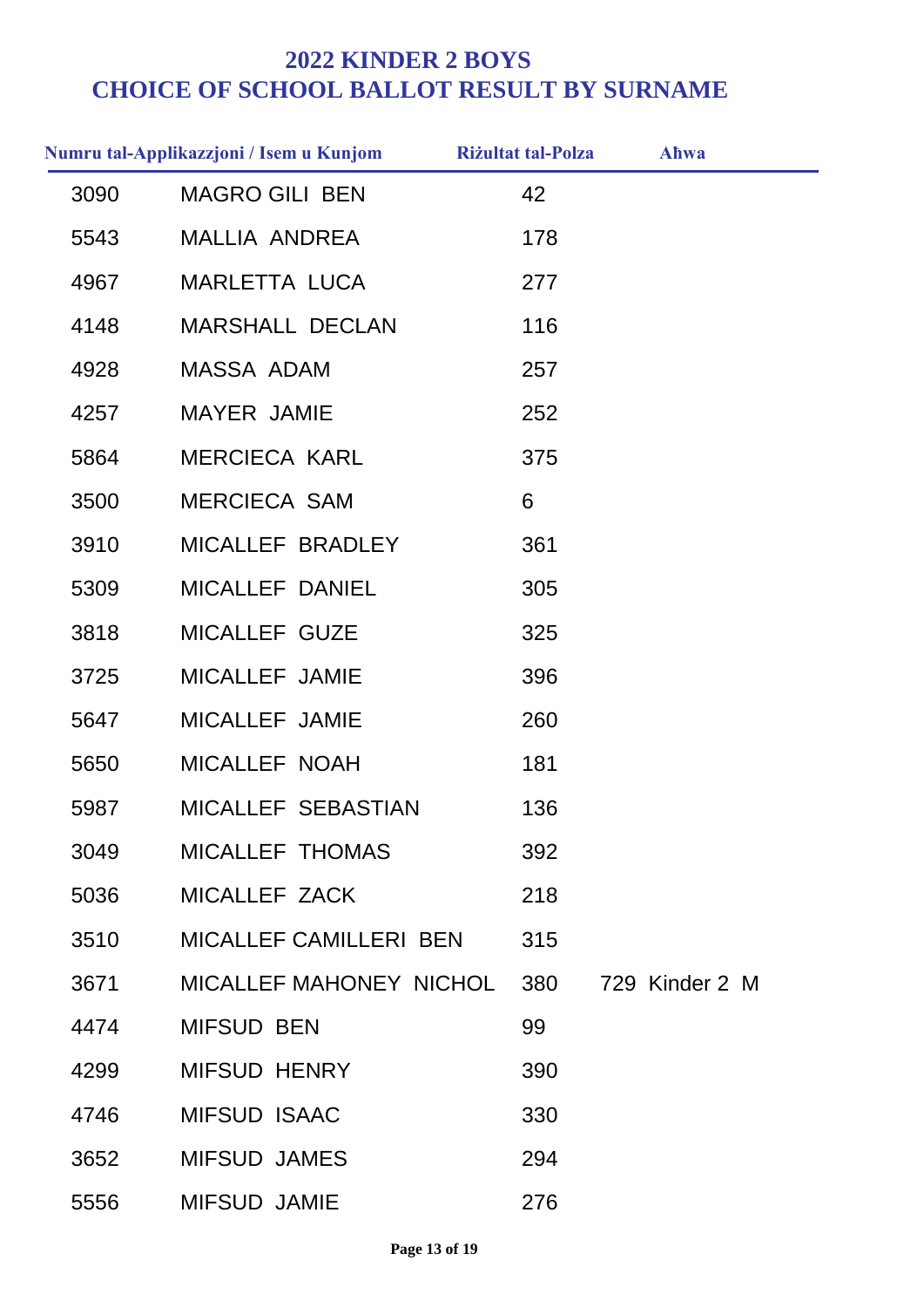# 2022 KINDER 2 BOYS
# CHOICE OF SCHOOL BALLOT RESULT BY SURNAME

| Numru tal-Applikazzjoni / Isem u Kunjom | | Riżultat tal-Polza | Aħwa |
|---|---|---|---|
| 3090 | MAGRO GILI BEN | 42 | |
| 5543 | MALLIA ANDREA | 178 | |
| 4967 | MARLETTA LUCA | 277 | |
| 4148 | MARSHALL DECLAN | 116 | |
| 4928 | MASSA ADAM | 257 | |
| 4257 | MAYER JAMIE | 252 | |
| 5864 | MERCIECA KARL | 375 | |
| 3500 | MERCIECA SAM | 6 | |
| 3910 | MICALLEF BRADLEY | 361 | |
| 5309 | MICALLEF DANIEL | 305 | |
| 3818 | MICALLEF GUZE | 325 | |
| 3725 | MICALLEF JAMIE | 396 | |
| 5647 | MICALLEF JAMIE | 260 | |
| 5650 | MICALLEF NOAH | 181 | |
| 5987 | MICALLEF SEBASTIAN | 136 | |
| 3049 | MICALLEF THOMAS | 392 | |
| 5036 | MICALLEF ZACK | 218 | |
| 3510 | MICALLEF CAMILLERI BEN | 315 | |
| 3671 | MICALLEF MAHONEY NICHOL | 380 | 729 Kinder 2 M |
| 4474 | MIFSUD BEN | 99 | |
| 4299 | MIFSUD HENRY | 390 | |
| 4746 | MIFSUD ISAAC | 330 | |
| 3652 | MIFSUD JAMES | 294 | |
| 5556 | MIFSUD JAMIE | 276 | |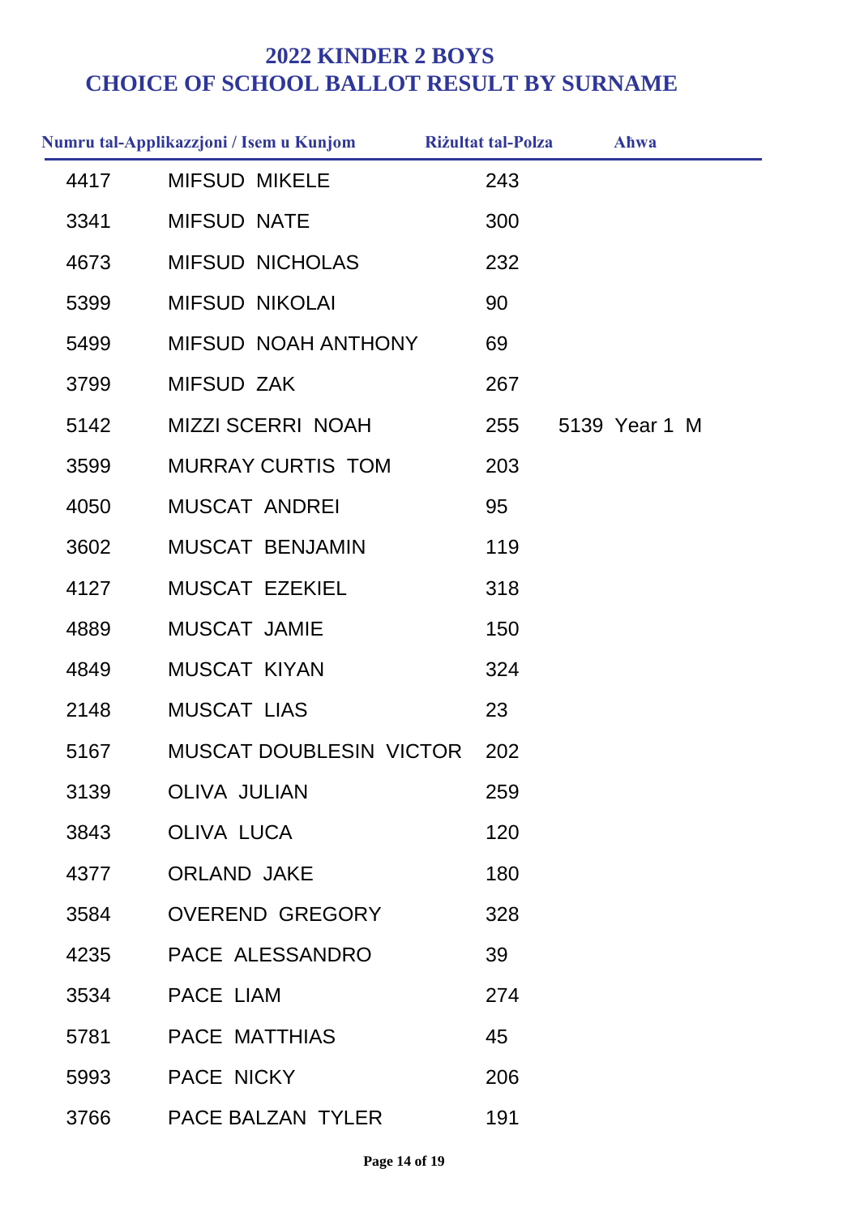# 2022 KINDER 2 BOYS
# CHOICE OF SCHOOL BALLOT RESULT BY SURNAME

| Numru tal-Applikazzjoni / Isem u Kunjom | | Riżultat tal-Polza | Aħwa |
|---|---|---|---|
| 4417 | MIFSUD MIKELE | 243 | |
| 3341 | MIFSUD NATE | 300 | |
| 4673 | MIFSUD NICHOLAS | 232 | |
| 5399 | MIFSUD NIKOLAI | 90 | |
| 5499 | MIFSUD NOAH ANTHONY | 69 | |
| 3799 | MIFSUD ZAK | 267 | |
| 5142 | MIZZI SCERRI NOAH | 255 | 5139 Year 1 M |
| 3599 | MURRAY CURTIS TOM | 203 | |
| 4050 | MUSCAT ANDREI | 95 | |
| 3602 | MUSCAT BENJAMIN | 119 | |
| 4127 | MUSCAT EZEKIEL | 318 | |
| 4889 | MUSCAT JAMIE | 150 | |
| 4849 | MUSCAT KIYAN | 324 | |
| 2148 | MUSCAT LIAS | 23 | |
| 5167 | MUSCAT DOUBLESIN VICTOR | 202 | |
| 3139 | OLIVA JULIAN | 259 | |
| 3843 | OLIVA LUCA | 120 | |
| 4377 | ORLAND JAKE | 180 | |
| 3584 | OVEREND GREGORY | 328 | |
| 4235 | PACE ALESSANDRO | 39 | |
| 3534 | PACE LIAM | 274 | |
| 5781 | PACE MATTHIAS | 45 | |
| 5993 | PACE NICKY | 206 | |
| 3766 | PACE BALZAN TYLER | 191 | |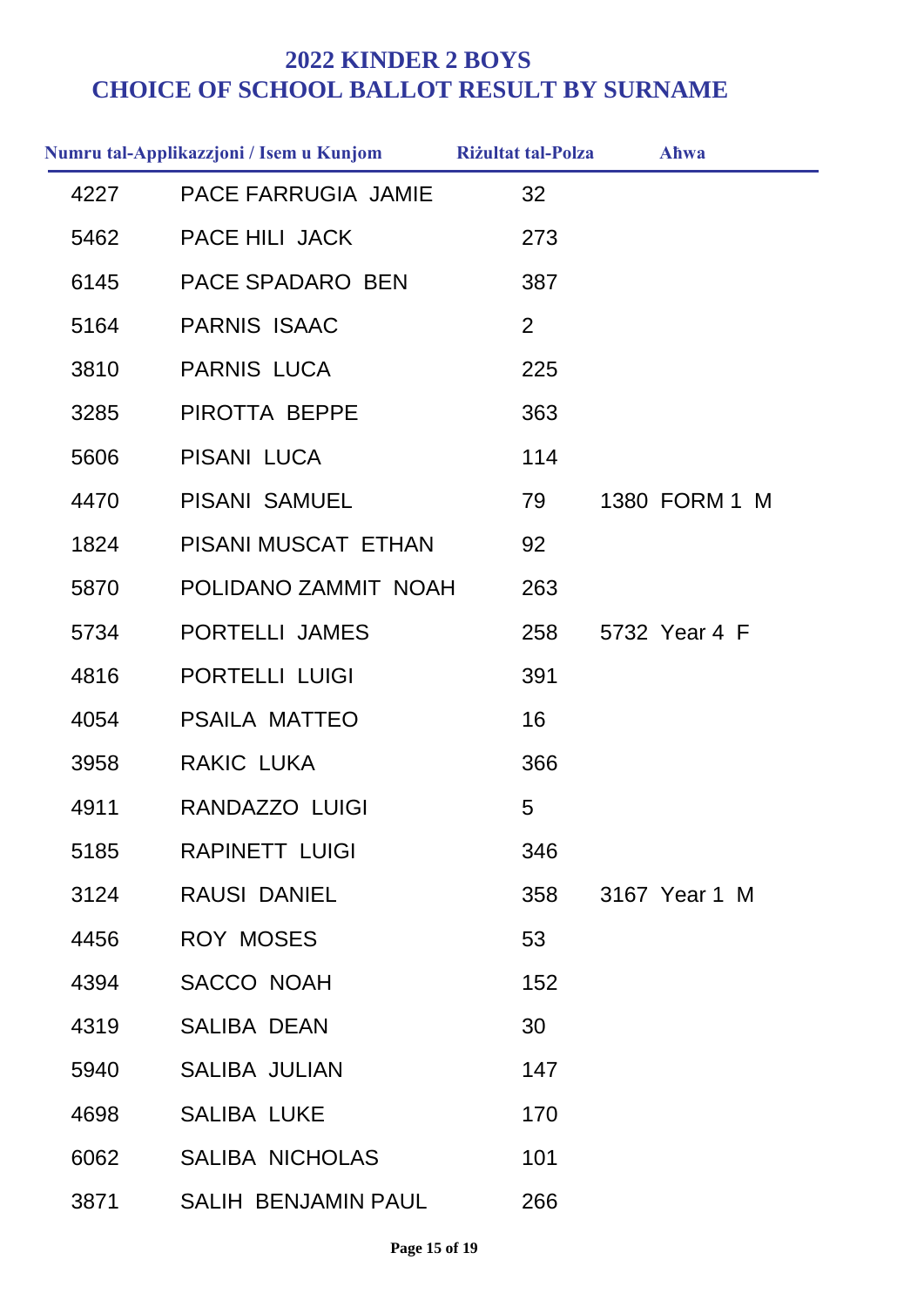# 2022 KINDER 2 BOYS
# CHOICE OF SCHOOL BALLOT RESULT BY SURNAME

| Numru tal-Applikazzjoni / Isem u Kunjom | | Riżultat tal-Polza | Aħwa |
|---|---|---|---|
| 4227 | PACE FARRUGIA JAMIE | 32 | |
| 5462 | PACE HILI JACK | 273 | |
| 6145 | PACE SPADARO BEN | 387 | |
| 5164 | PARNIS ISAAC | 2 | |
| 3810 | PARNIS LUCA | 225 | |
| 3285 | PIROTTA BEPPE | 363 | |
| 5606 | PISANI LUCA | 114 | |
| 4470 | PISANI SAMUEL | 79 | 1380 FORM 1 M |
| 1824 | PISANI MUSCAT ETHAN | 92 | |
| 5870 | POLIDANO ZAMMIT NOAH | 263 | |
| 5734 | PORTELLI JAMES | 258 | 5732 Year 4 F |
| 4816 | PORTELLI LUIGI | 391 | |
| 4054 | PSAILA MATTEO | 16 | |
| 3958 | RAKIC LUKA | 366 | |
| 4911 | RANDAZZO LUIGI | 5 | |
| 5185 | RAPINETT LUIGI | 346 | |
| 3124 | RAUSI DANIEL | 358 | 3167 Year 1 M |
| 4456 | ROY MOSES | 53 | |
| 4394 | SACCO NOAH | 152 | |
| 4319 | SALIBA DEAN | 30 | |
| 5940 | SALIBA JULIAN | 147 | |
| 4698 | SALIBA LUKE | 170 | |
| 6062 | SALIBA NICHOLAS | 101 | |
| 3871 | SALIH BENJAMIN PAUL | 266 | |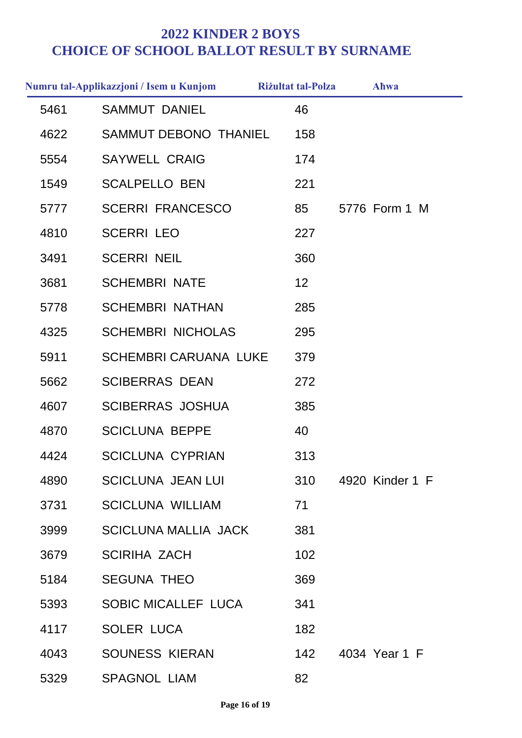## 2022 KINDER 2 BOYS
## CHOICE OF SCHOOL BALLOT RESULT BY SURNAME

| Numru tal-Applikazzjoni / Isem u Kunjom | | Riżultat tal-Polza | Aħwa |
|---|---|---|---|
| 5461 | SAMMUT DANIEL | 46 | |
| 4622 | SAMMUT DEBONO THANIEL | 158 | |
| 5554 | SAYWELL CRAIG | 174 | |
| 1549 | SCALPELLO BEN | 221 | |
| 5777 | SCERRI FRANCESCO | 85 | 5776 Form 1 M |
| 4810 | SCERRI LEO | 227 | |
| 3491 | SCERRI NEIL | 360 | |
| 3681 | SCHEMBRI NATE | 12 | |
| 5778 | SCHEMBRI NATHAN | 285 | |
| 4325 | SCHEMBRI NICHOLAS | 295 | |
| 5911 | SCHEMBRI CARUANA LUKE | 379 | |
| 5662 | SCIBERRAS DEAN | 272 | |
| 4607 | SCIBERRAS JOSHUA | 385 | |
| 4870 | SCICLUNA BEPPE | 40 | |
| 4424 | SCICLUNA CYPRIAN | 313 | |
| 4890 | SCICLUNA JEAN LUI | 310 | 4920 Kinder 1 F |
| 3731 | SCICLUNA WILLIAM | 71 | |
| 3999 | SCICLUNA MALLIA JACK | 381 | |
| 3679 | SCIRIHA ZACH | 102 | |
| 5184 | SEGUNA THEO | 369 | |
| 5393 | SOBIC MICALLEF LUCA | 341 | |
| 4117 | SOLER LUCA | 182 | |
| 4043 | SOUNESS KIERAN | 142 | 4034 Year 1 F |
| 5329 | SPAGNOL LIAM | 82 | |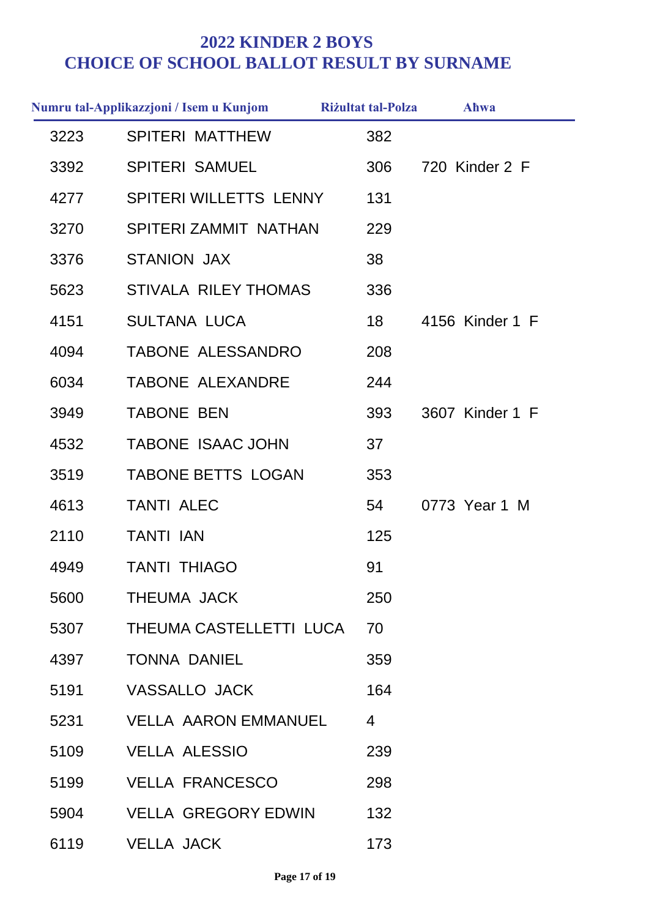# 2022 KINDER 2 BOYS
# CHOICE OF SCHOOL BALLOT RESULT BY SURNAME

| Numru tal-Applikazzjoni / Isem u Kunjom | | Riżultat tal-Polza | Aħwa |
|---|---|---|---|
| 3223 | SPITERI MATTHEW | 382 | |
| 3392 | SPITERI SAMUEL | 306 | 720 Kinder 2 F |
| 4277 | SPITERI WILLETTS LENNY | 131 | |
| 3270 | SPITERI ZAMMIT NATHAN | 229 | |
| 3376 | STANION JAX | 38 | |
| 5623 | STIVALA RILEY THOMAS | 336 | |
| 4151 | SULTANA LUCA | 18 | 4156 Kinder 1 F |
| 4094 | TABONE ALESSANDRO | 208 | |
| 6034 | TABONE ALEXANDRE | 244 | |
| 3949 | TABONE BEN | 393 | 3607 Kinder 1 F |
| 4532 | TABONE ISAAC JOHN | 37 | |
| 3519 | TABONE BETTS LOGAN | 353 | |
| 4613 | TANTI ALEC | 54 | 0773 Year 1 M |
| 2110 | TANTI IAN | 125 | |
| 4949 | TANTI THIAGO | 91 | |
| 5600 | THEUMA JACK | 250 | |
| 5307 | THEUMA CASTELLETTI LUCA | 70 | |
| 4397 | TONNA DANIEL | 359 | |
| 5191 | VASSALLO JACK | 164 | |
| 5231 | VELLA AARON EMMANUEL | 4 | |
| 5109 | VELLA ALESSIO | 239 | |
| 5199 | VELLA FRANCESCO | 298 | |
| 5904 | VELLA GREGORY EDWIN | 132 | |
| 6119 | VELLA JACK | 173 | |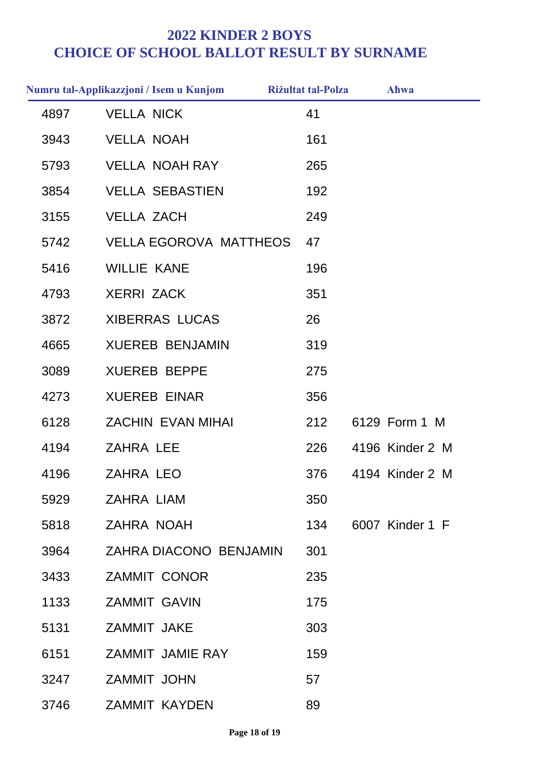# 2022 KINDER 2 BOYS
# CHOICE OF SCHOOL BALLOT RESULT BY SURNAME

| Numru tal-Applikazzjoni / Isem u Kunjom | | Riżultat tal-Polza | Aħwa |
|---|---|---|---|
| 4897 | VELLA NICK | 41 | |
| 3943 | VELLA NOAH | 161 | |
| 5793 | VELLA NOAH RAY | 265 | |
| 3854 | VELLA SEBASTIEN | 192 | |
| 3155 | VELLA ZACH | 249 | |
| 5742 | VELLA EGOROVA MATTHEOS | 47 | |
| 5416 | WILLIE KANE | 196 | |
| 4793 | XERRI ZACK | 351 | |
| 3872 | XIBERRAS LUCAS | 26 | |
| 4665 | XUEREB BENJAMIN | 319 | |
| 3089 | XUEREB BEPPE | 275 | |
| 4273 | XUEREB EINAR | 356 | |
| 6128 | ZACHIN EVAN MIHAI | 212 | 6129 Form 1 M |
| 4194 | ZAHRA LEE | 226 | 4196 Kinder 2 M |
| 4196 | ZAHRA LEO | 376 | 4194 Kinder 2 M |
| 5929 | ZAHRA LIAM | 350 | |
| 5818 | ZAHRA NOAH | 134 | 6007 Kinder 1 F |
| 3964 | ZAHRA DIACONO BENJAMIN | 301 | |
| 3433 | ZAMMIT CONOR | 235 | |
| 1133 | ZAMMIT GAVIN | 175 | |
| 5131 | ZAMMIT JAKE | 303 | |
| 6151 | ZAMMIT JAMIE RAY | 159 | |
| 3247 | ZAMMIT JOHN | 57 | |
| 3746 | ZAMMIT KAYDEN | 89 | |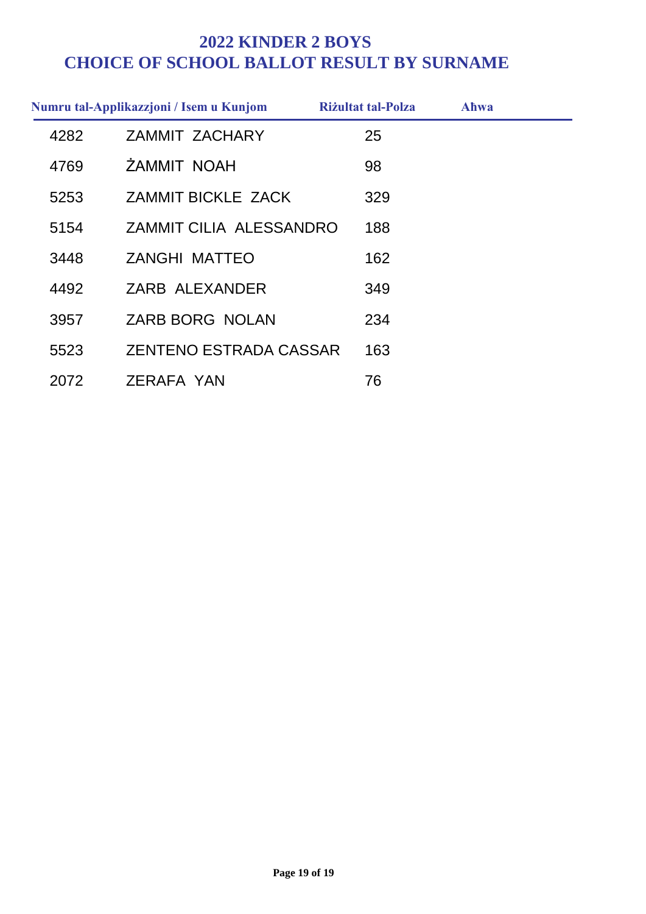# 2022 KINDER 2 BOYS
# CHOICE OF SCHOOL BALLOT RESULT BY SURNAME

| Numru tal-Applikazzjoni / Isem u Kunjom | | Riżultat tal-Polza | Aħwa |
|---|---|---|---|
| 4282 | ZAMMIT ZACHARY | 25 | |
| 4769 | ŻAMMIT NOAH | 98 | |
| 5253 | ZAMMIT BICKLE ZACK | 329 | |
| 5154 | ZAMMIT CILIA ALESSANDRO | 188 | |
| 3448 | ZANGHI MATTEO | 162 | |
| 4492 | ZARB ALEXANDER | 349 | |
| 3957 | ZARB BORG NOLAN | 234 | |
| 5523 | ZENTENO ESTRADA CASSAR | 163 | |
| 2072 | ZERAFA YAN | 76 | |